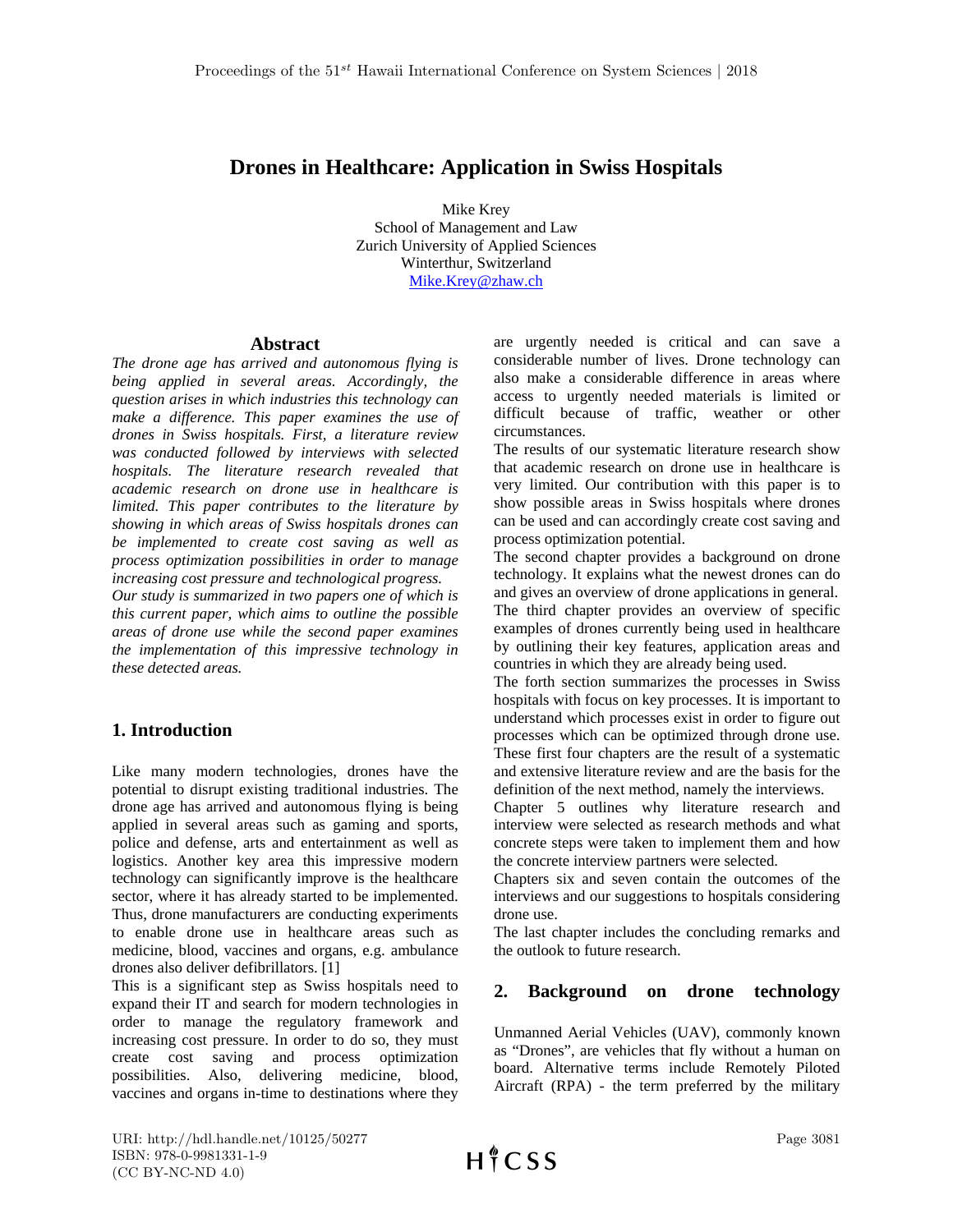# Drones in Healthcare: Application in Swiss Hospitals

Mike Krey
School of Management and Law
Zurich University of Applied Sciences
Winterthur, Switzerland
Mike.Krey@zhaw.ch

## Abstract

*The drone age has arrived and autonomous flying is being applied in several areas. Accordingly, the question arises in which industries this technology can make a difference. This paper examines the use of drones in Swiss hospitals. First, a literature review was conducted followed by interviews with selected hospitals. The literature research revealed that academic research on drone use in healthcare is limited. This paper contributes to the literature by showing in which areas of Swiss hospitals drones can be implemented to create cost saving as well as process optimization possibilities in order to manage increasing cost pressure and technological progress.*

*Our study is summarized in two papers one of which is this current paper, which aims to outline the possible areas of drone use while the second paper examines the implementation of this impressive technology in these detected areas.*

## 1. Introduction

Like many modern technologies, drones have the potential to disrupt existing traditional industries. The drone age has arrived and autonomous flying is being applied in several areas such as gaming and sports, police and defense, arts and entertainment as well as logistics. Another key area this impressive modern technology can significantly improve is the healthcare sector, where it has already started to be implemented. Thus, drone manufacturers are conducting experiments to enable drone use in healthcare areas such as medicine, blood, vaccines and organs, e.g. ambulance drones also deliver defibrillators. [1]

This is a significant step as Swiss hospitals need to expand their IT and search for modern technologies in order to manage the regulatory framework and increasing cost pressure. In order to do so, they must create cost saving and process optimization possibilities. Also, delivering medicine, blood, vaccines and organs in-time to destinations where they are urgently needed is critical and can save a considerable number of lives. Drone technology can also make a considerable difference in areas where access to urgently needed materials is limited or difficult because of traffic, weather or other circumstances.

The results of our systematic literature research show that academic research on drone use in healthcare is very limited. Our contribution with this paper is to show possible areas in Swiss hospitals where drones can be used and can accordingly create cost saving and process optimization potential.

The second chapter provides a background on drone technology. It explains what the newest drones can do and gives an overview of drone applications in general.

The third chapter provides an overview of specific examples of drones currently being used in healthcare by outlining their key features, application areas and countries in which they are already being used.

The forth section summarizes the processes in Swiss hospitals with focus on key processes. It is important to understand which processes exist in order to figure out processes which can be optimized through drone use. These first four chapters are the result of a systematic and extensive literature review and are the basis for the definition of the next method, namely the interviews.

Chapter 5 outlines why literature research and interview were selected as research methods and what concrete steps were taken to implement them and how the concrete interview partners were selected.

Chapters six and seven contain the outcomes of the interviews and our suggestions to hospitals considering drone use.

The last chapter includes the concluding remarks and the outlook to future research.

## 2. Background on drone technology

Unmanned Aerial Vehicles (UAV), commonly known as "Drones", are vehicles that fly without a human on board. Alternative terms include Remotely Piloted Aircraft (RPA) - the term preferred by the military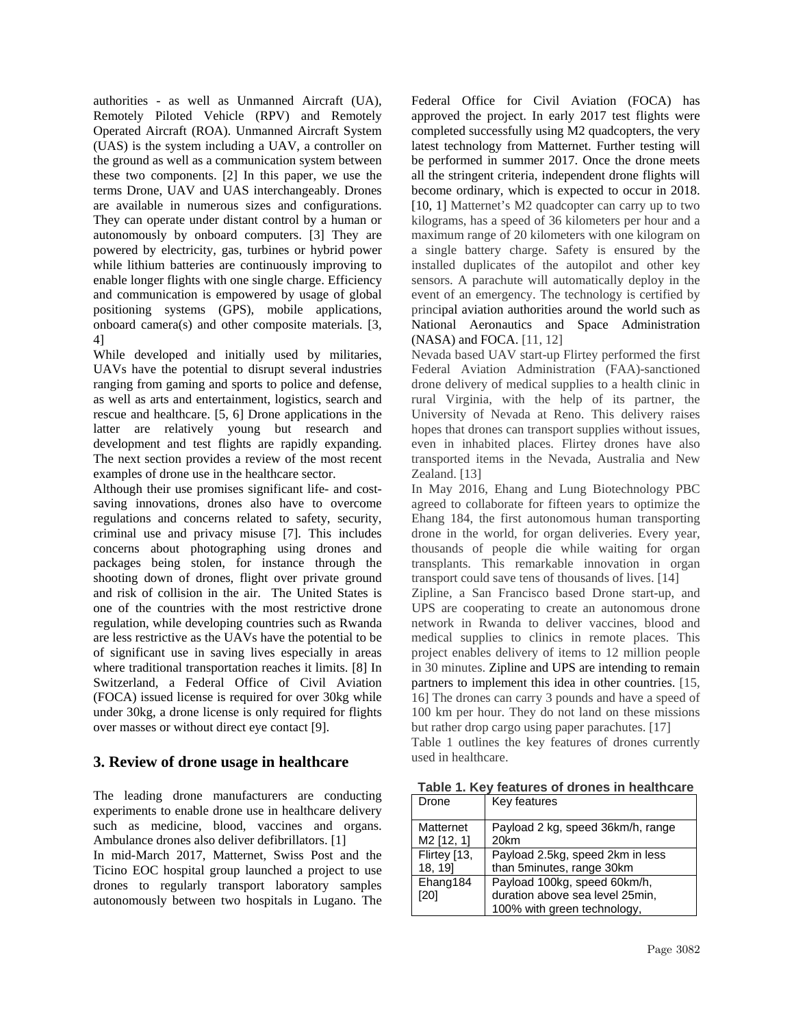authorities - as well as Unmanned Aircraft (UA), Remotely Piloted Vehicle (RPV) and Remotely Operated Aircraft (ROA). Unmanned Aircraft System (UAS) is the system including a UAV, a controller on the ground as well as a communication system between these two components. [2] In this paper, we use the terms Drone, UAV and UAS interchangeably. Drones are available in numerous sizes and configurations. They can operate under distant control by a human or autonomously by onboard computers. [3] They are powered by electricity, gas, turbines or hybrid power while lithium batteries are continuously improving to enable longer flights with one single charge. Efficiency and communication is empowered by usage of global positioning systems (GPS), mobile applications, onboard camera(s) and other composite materials. [3, 4]

While developed and initially used by militaries, UAVs have the potential to disrupt several industries ranging from gaming and sports to police and defense, as well as arts and entertainment, logistics, search and rescue and healthcare. [5, 6] Drone applications in the latter are relatively young but research and development and test flights are rapidly expanding. The next section provides a review of the most recent examples of drone use in the healthcare sector.

Although their use promises significant life- and cost-saving innovations, drones also have to overcome regulations and concerns related to safety, security, criminal use and privacy misuse [7]. This includes concerns about photographing using drones and packages being stolen, for instance through the shooting down of drones, flight over private ground and risk of collision in the air. The United States is one of the countries with the most restrictive drone regulation, while developing countries such as Rwanda are less restrictive as the UAVs have the potential to be of significant use in saving lives especially in areas where traditional transportation reaches it limits. [8] In Switzerland, a Federal Office of Civil Aviation (FOCA) issued license is required for over 30kg while under 30kg, a drone license is only required for flights over masses or without direct eye contact [9].

## 3. Review of drone usage in healthcare

The leading drone manufacturers are conducting experiments to enable drone use in healthcare delivery such as medicine, blood, vaccines and organs. Ambulance drones also deliver defibrillators. [1]

In mid-March 2017, Matternet, Swiss Post and the Ticino EOC hospital group launched a project to use drones to regularly transport laboratory samples autonomously between two hospitals in Lugano. The Federal Office for Civil Aviation (FOCA) has approved the project. In early 2017 test flights were completed successfully using M2 quadcopters, the very latest technology from Matternet. Further testing will be performed in summer 2017. Once the drone meets all the stringent criteria, independent drone flights will become ordinary, which is expected to occur in 2018. [10, 1] Matternet's M2 quadcopter can carry up to two kilograms, has a speed of 36 kilometers per hour and a maximum range of 20 kilometers with one kilogram on a single battery charge. Safety is ensured by the installed duplicates of the autopilot and other key sensors. A parachute will automatically deploy in the event of an emergency. The technology is certified by principal aviation authorities around the world such as National Aeronautics and Space Administration (NASA) and FOCA. [11, 12]

Nevada based UAV start-up Flirtey performed the first Federal Aviation Administration (FAA)-sanctioned drone delivery of medical supplies to a health clinic in rural Virginia, with the help of its partner, the University of Nevada at Reno. This delivery raises hopes that drones can transport supplies without issues, even in inhabited places. Flirtey drones have also transported items in the Nevada, Australia and New Zealand. [13]

In May 2016, Ehang and Lung Biotechnology PBC agreed to collaborate for fifteen years to optimize the Ehang 184, the first autonomous human transporting drone in the world, for organ deliveries. Every year, thousands of people die while waiting for organ transplants. This remarkable innovation in organ transport could save tens of thousands of lives. [14]

Zipline, a San Francisco based Drone start-up, and UPS are cooperating to create an autonomous drone network in Rwanda to deliver vaccines, blood and medical supplies to clinics in remote places. This project enables delivery of items to 12 million people in 30 minutes. Zipline and UPS are intending to remain partners to implement this idea in other countries. [15, 16] The drones can carry 3 pounds and have a speed of 100 km per hour. They do not land on these missions but rather drop cargo using paper parachutes. [17]

Table 1 outlines the key features of drones currently used in healthcare.

**Table 1. Key features of drones in healthcare**

| Drone | Key features |
|---|---|
| Matternet M2 [12, 1] | Payload 2 kg, speed 36km/h, range 20km |
| Flirtey [13, 18, 19] | Payload 2.5kg, speed 2km in less than 5minutes, range 30km |
| Ehang184 [20] | Payload 100kg, speed 60km/h, duration above sea level 25min, 100% with green technology, |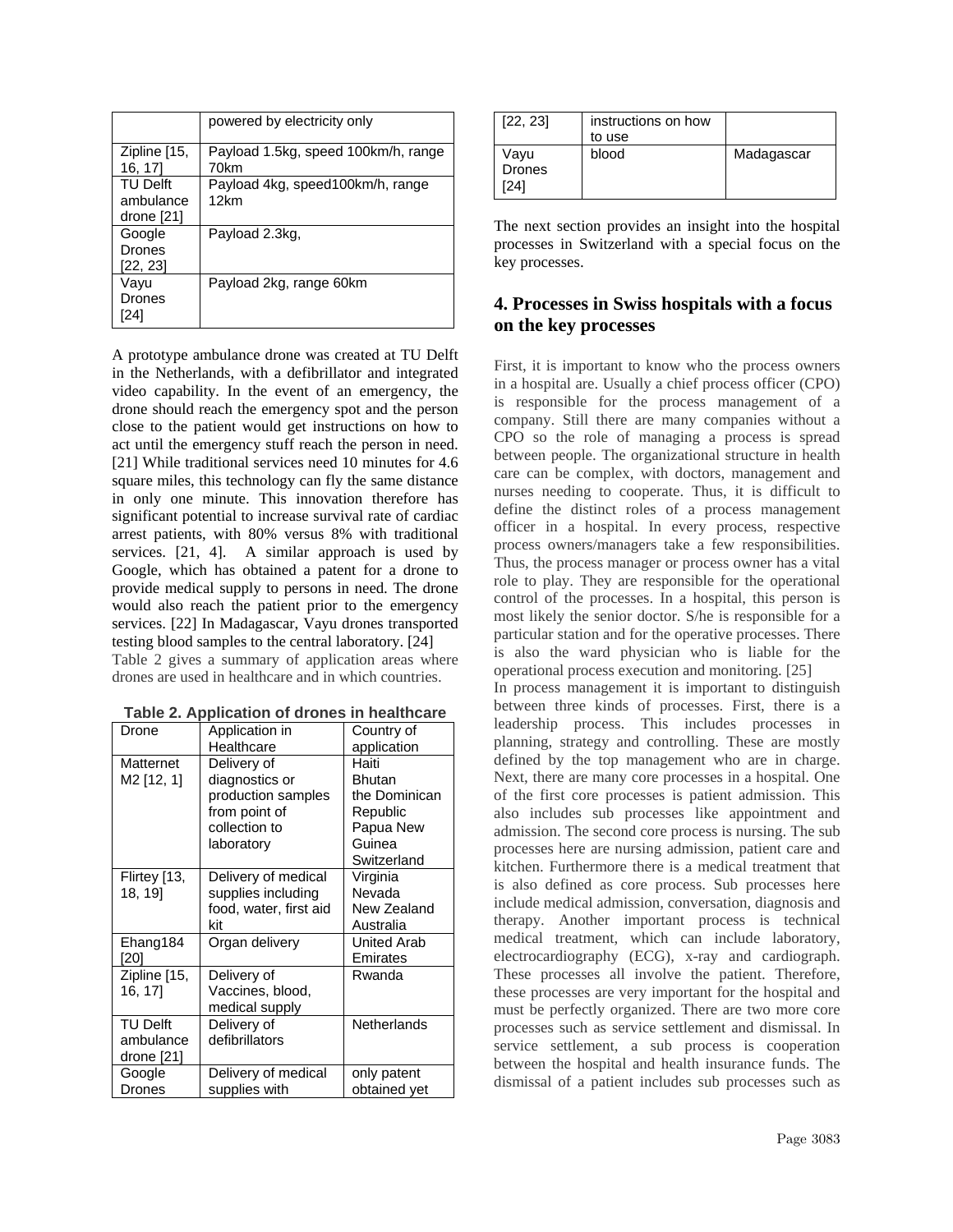| | powered by electricity only |
|---|---|
| Zipline [15, 16, 17] | Payload 1.5kg, speed 100km/h, range 70km |
| TU Delft ambulance drone [21] | Payload 4kg, speed100km/h, range 12km |
| Google Drones [22, 23] | Payload 2.3kg, |
| Vayu Drones [24] | Payload 2kg, range 60km |

A prototype ambulance drone was created at TU Delft in the Netherlands, with a defibrillator and integrated video capability. In the event of an emergency, the drone should reach the emergency spot and the person close to the patient would get instructions on how to act until the emergency stuff reach the person in need. [21] While traditional services need 10 minutes for 4.6 square miles, this technology can fly the same distance in only one minute. This innovation therefore has significant potential to increase survival rate of cardiac arrest patients, with 80% versus 8% with traditional services. [21, 4]. A similar approach is used by Google, which has obtained a patent for a drone to provide medical supply to persons in need. The drone would also reach the patient prior to the emergency services. [22] In Madagascar, Vayu drones transported testing blood samples to the central laboratory. [24]

Table 2 gives a summary of application areas where drones are used in healthcare and in which countries.

**Table 2. Application of drones in healthcare**

| Drone | Application in Healthcare | Country of application |
|---|---|---|
| Matternet M2 [12, 1] | Delivery of diagnostics or production samples from point of collection to laboratory | Haiti<br>Bhutan<br>the Dominican Republic<br>Papua New Guinea<br>Switzerland |
| Flirtey [13, 18, 19] | Delivery of medical supplies including food, water, first aid kit | Virginia<br>Nevada<br>New Zealand<br>Australia |
| Ehang184 [20] | Organ delivery | United Arab Emirates |
| Zipline [15, 16, 17] | Delivery of Vaccines, blood, medical supply | Rwanda |
| TU Delft ambulance drone [21] | Delivery of defibrillators | Netherlands |
| Google Drones [22, 23] | Delivery of medical supplies with instructions on how to use | only patent obtained yet |
| Vayu Drones [24] | blood | Madagascar |

The next section provides an insight into the hospital processes in Switzerland with a special focus on the key processes.

## 4. Processes in Swiss hospitals with a focus on the key processes

First, it is important to know who the process owners in a hospital are. Usually a chief process officer (CPO) is responsible for the process management of a company. Still there are many companies without a CPO so the role of managing a process is spread between people. The organizational structure in health care can be complex, with doctors, management and nurses needing to cooperate. Thus, it is difficult to define the distinct roles of a process management officer in a hospital. In every process, respective process owners/managers take a few responsibilities. Thus, the process manager or process owner has a vital role to play. They are responsible for the operational control of the processes. In a hospital, this person is most likely the senior doctor. S/he is responsible for a particular station and for the operative processes. There is also the ward physician who is liable for the operational process execution and monitoring. [25]

In process management it is important to distinguish between three kinds of processes. First, there is a leadership process. This includes processes in planning, strategy and controlling. These are mostly defined by the top management who are in charge. Next, there are many core processes in a hospital. One of the first core processes is patient admission. This also includes sub processes like appointment and admission. The second core process is nursing. The sub processes here are nursing admission, patient care and kitchen. Furthermore there is a medical treatment that is also defined as core process. Sub processes here include medical admission, conversation, diagnosis and therapy. Another important process is technical medical treatment, which can include laboratory, electrocardiography (ECG), x-ray and cardiograph. These processes all involve the patient. Therefore, these processes are very important for the hospital and must be perfectly organized. There are two more core processes such as service settlement and dismissal. In service settlement, a sub process is cooperation between the hospital and health insurance funds. The dismissal of a patient includes sub processes such as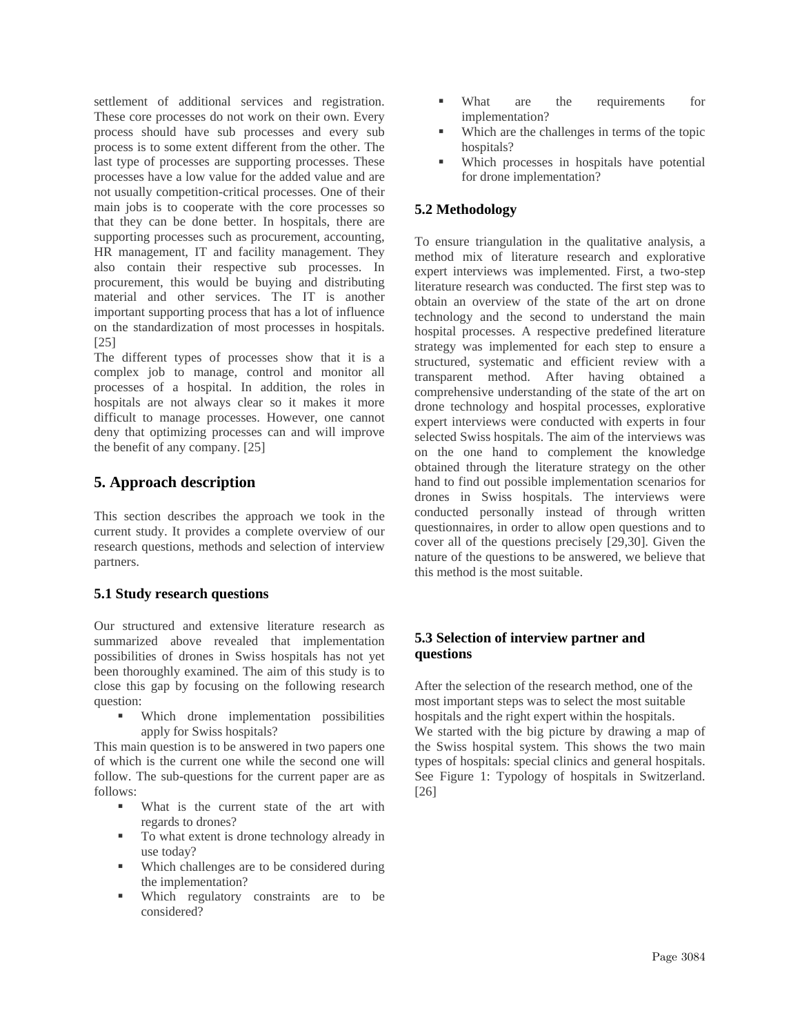settlement of additional services and registration. These core processes do not work on their own. Every process should have sub processes and every sub process is to some extent different from the other. The last type of processes are supporting processes. These processes have a low value for the added value and are not usually competition-critical processes. One of their main jobs is to cooperate with the core processes so that they can be done better. In hospitals, there are supporting processes such as procurement, accounting, HR management, IT and facility management. They also contain their respective sub processes. In procurement, this would be buying and distributing material and other services. The IT is another important supporting process that has a lot of influence on the standardization of most processes in hospitals. [25]

The different types of processes show that it is a complex job to manage, control and monitor all processes of a hospital. In addition, the roles in hospitals are not always clear so it makes it more difficult to manage processes. However, one cannot deny that optimizing processes can and will improve the benefit of any company. [25]

## 5. Approach description

This section describes the approach we took in the current study. It provides a complete overview of our research questions, methods and selection of interview partners.

### 5.1 Study research questions

Our structured and extensive literature research as summarized above revealed that implementation possibilities of drones in Swiss hospitals has not yet been thoroughly examined. The aim of this study is to close this gap by focusing on the following research question:

- Which drone implementation possibilities apply for Swiss hospitals?

This main question is to be answered in two papers one of which is the current one while the second one will follow. The sub-questions for the current paper are as follows:

- What is the current state of the art with regards to drones?
- To what extent is drone technology already in use today?
- Which challenges are to be considered during the implementation?
- Which regulatory constraints are to be considered?
- What are the requirements for implementation?
- Which are the challenges in terms of the topic hospitals?
- Which processes in hospitals have potential for drone implementation?

### 5.2 Methodology

To ensure triangulation in the qualitative analysis, a method mix of literature research and explorative expert interviews was implemented. First, a two-step literature research was conducted. The first step was to obtain an overview of the state of the art on drone technology and the second to understand the main hospital processes. A respective predefined literature strategy was implemented for each step to ensure a structured, systematic and efficient review with a transparent method. After having obtained a comprehensive understanding of the state of the art on drone technology and hospital processes, explorative expert interviews were conducted with experts in four selected Swiss hospitals. The aim of the interviews was on the one hand to complement the knowledge obtained through the literature strategy on the other hand to find out possible implementation scenarios for drones in Swiss hospitals. The interviews were conducted personally instead of through written questionnaires, in order to allow open questions and to cover all of the questions precisely [29,30]. Given the nature of the questions to be answered, we believe that this method is the most suitable.

### 5.3 Selection of interview partner and questions

After the selection of the research method, one of the most important steps was to select the most suitable hospitals and the right expert within the hospitals.

We started with the big picture by drawing a map of the Swiss hospital system. This shows the two main types of hospitals: special clinics and general hospitals. See Figure 1: Typology of hospitals in Switzerland. [26]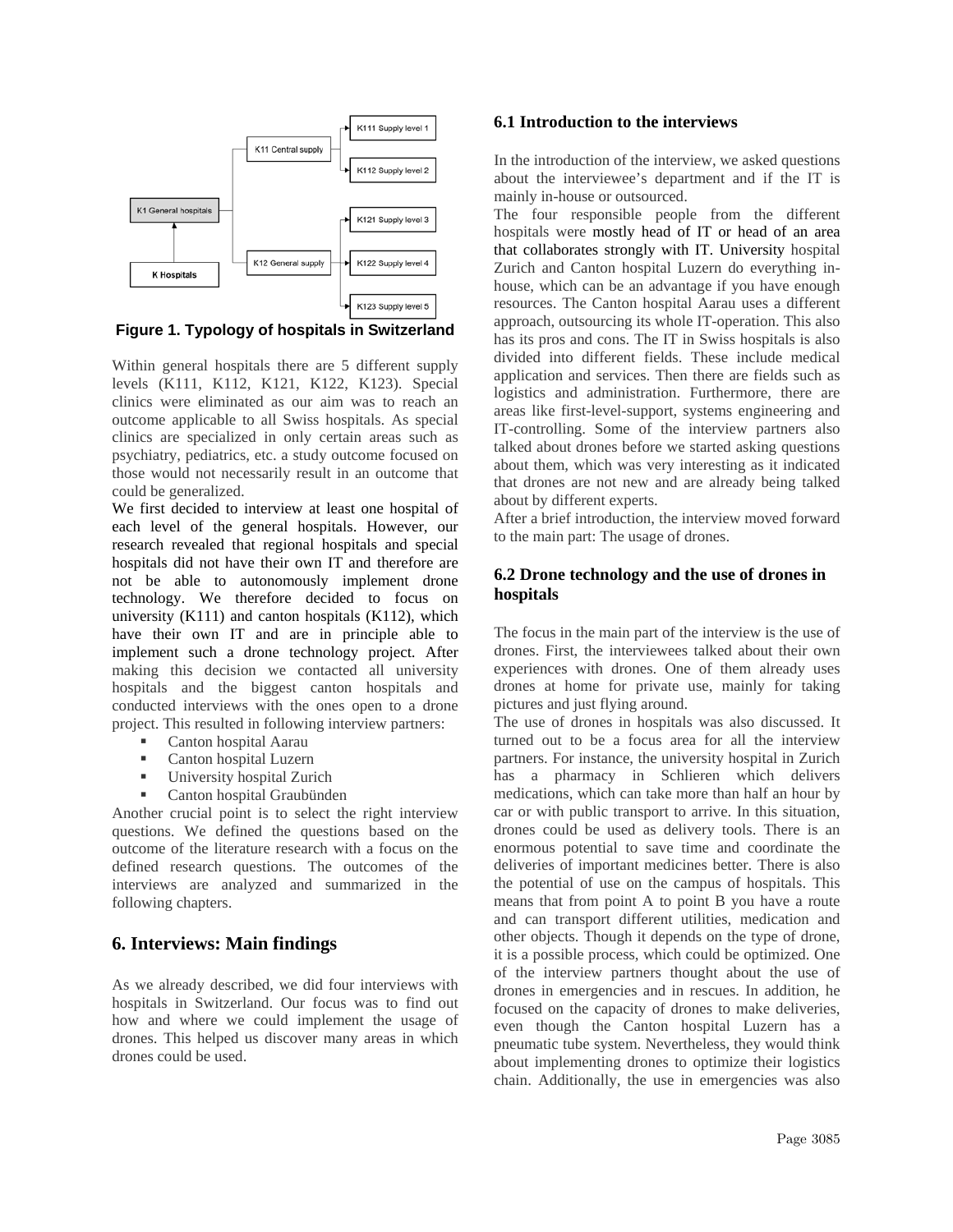**Figure 1. Typology of hospitals in Switzerland**

Within general hospitals there are 5 different supply levels (K111, K112, K121, K122, K123). Special clinics were eliminated as our aim was to reach an outcome applicable to all Swiss hospitals. As special clinics are specialized in only certain areas such as psychiatry, pediatrics, etc. a study outcome focused on those would not necessarily result in an outcome that could be generalized.

We first decided to interview at least one hospital of each level of the general hospitals. However, our research revealed that regional hospitals and special hospitals did not have their own IT and therefore are not be able to autonomously implement drone technology. We therefore decided to focus on university (K111) and canton hospitals (K112), which have their own IT and are in principle able to implement such a drone technology project. After making this decision we contacted all university hospitals and the biggest canton hospitals and conducted interviews with the ones open to a drone project. This resulted in following interview partners:

- Canton hospital Aarau
- Canton hospital Luzern
- University hospital Zurich
- Canton hospital Graubünden

Another crucial point is to select the right interview questions. We defined the questions based on the outcome of the literature research with a focus on the defined research questions. The outcomes of the interviews are analyzed and summarized in the following chapters.

# 6. Interviews: Main findings

As we already described, we did four interviews with hospitals in Switzerland. Our focus was to find out how and where we could implement the usage of drones. This helped us discover many areas in which drones could be used.

## 6.1 Introduction to the interviews

In the introduction of the interview, we asked questions about the interviewee's department and if the IT is mainly in-house or outsourced.

The four responsible people from the different hospitals were mostly head of IT or head of an area that collaborates strongly with IT. University hospital Zurich and Canton hospital Luzern do everything in-house, which can be an advantage if you have enough resources. The Canton hospital Aarau uses a different approach, outsourcing its whole IT-operation. This also has its pros and cons. The IT in Swiss hospitals is also divided into different fields. These include medical application and services. Then there are fields such as logistics and administration. Furthermore, there are areas like first-level-support, systems engineering and IT-controlling. Some of the interview partners also talked about drones before we started asking questions about them, which was very interesting as it indicated that drones are not new and are already being talked about by different experts.

After a brief introduction, the interview moved forward to the main part: The usage of drones.

## 6.2 Drone technology and the use of drones in hospitals

The focus in the main part of the interview is the use of drones. First, the interviewees talked about their own experiences with drones. One of them already uses drones at home for private use, mainly for taking pictures and just flying around.

The use of drones in hospitals was also discussed. It turned out to be a focus area for all the interview partners. For instance, the university hospital in Zurich has a pharmacy in Schlieren which delivers medications, which can take more than half an hour by car or with public transport to arrive. In this situation, drones could be used as delivery tools. There is an enormous potential to save time and coordinate the deliveries of important medicines better. There is also the potential of use on the campus of hospitals. This means that from point A to point B you have a route and can transport different utilities, medication and other objects. Though it depends on the type of drone, it is a possible process, which could be optimized. One of the interview partners thought about the use of drones in emergencies and in rescues. In addition, he focused on the capacity of drones to make deliveries, even though the Canton hospital Luzern has a pneumatic tube system. Nevertheless, they would think about implementing drones to optimize their logistics chain. Additionally, the use in emergencies was also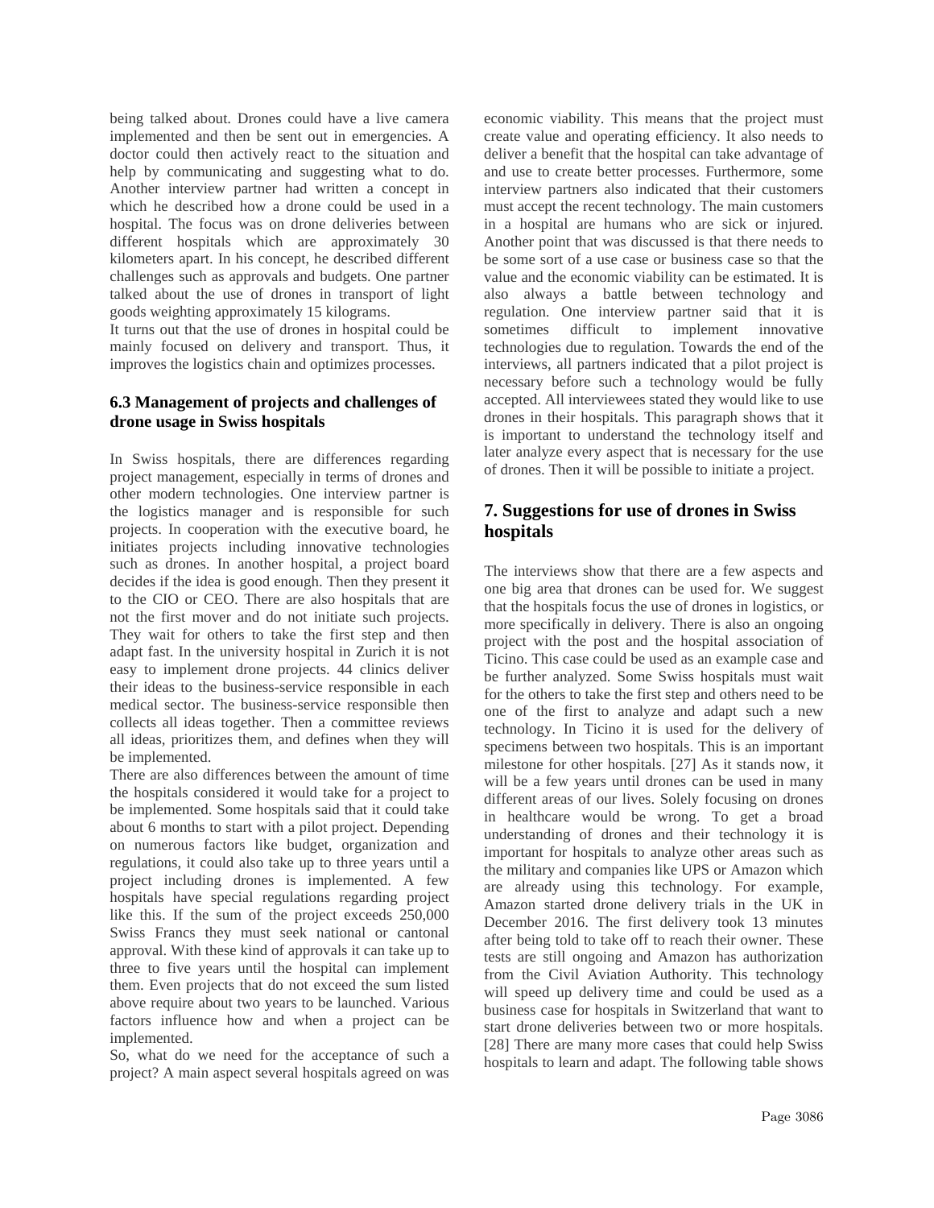being talked about. Drones could have a live camera implemented and then be sent out in emergencies. A doctor could then actively react to the situation and help by communicating and suggesting what to do. Another interview partner had written a concept in which he described how a drone could be used in a hospital. The focus was on drone deliveries between different hospitals which are approximately 30 kilometers apart. In his concept, he described different challenges such as approvals and budgets. One partner talked about the use of drones in transport of light goods weighting approximately 15 kilograms.

It turns out that the use of drones in hospital could be mainly focused on delivery and transport. Thus, it improves the logistics chain and optimizes processes.

### 6.3 Management of projects and challenges of drone usage in Swiss hospitals

In Swiss hospitals, there are differences regarding project management, especially in terms of drones and other modern technologies. One interview partner is the logistics manager and is responsible for such projects. In cooperation with the executive board, he initiates projects including innovative technologies such as drones. In another hospital, a project board decides if the idea is good enough. Then they present it to the CIO or CEO. There are also hospitals that are not the first mover and do not initiate such projects. They wait for others to take the first step and then adapt fast. In the university hospital in Zurich it is not easy to implement drone projects. 44 clinics deliver their ideas to the business-service responsible in each medical sector. The business-service responsible then collects all ideas together. Then a committee reviews all ideas, prioritizes them, and defines when they will be implemented.

There are also differences between the amount of time the hospitals considered it would take for a project to be implemented. Some hospitals said that it could take about 6 months to start with a pilot project. Depending on numerous factors like budget, organization and regulations, it could also take up to three years until a project including drones is implemented. A few hospitals have special regulations regarding project like this. If the sum of the project exceeds 250,000 Swiss Francs they must seek national or cantonal approval. With these kind of approvals it can take up to three to five years until the hospital can implement them. Even projects that do not exceed the sum listed above require about two years to be launched. Various factors influence how and when a project can be implemented.

So, what do we need for the acceptance of such a project? A main aspect several hospitals agreed on was economic viability. This means that the project must create value and operating efficiency. It also needs to deliver a benefit that the hospital can take advantage of and use to create better processes. Furthermore, some interview partners also indicated that their customers must accept the recent technology. The main customers in a hospital are humans who are sick or injured. Another point that was discussed is that there needs to be some sort of a use case or business case so that the value and the economic viability can be estimated. It is also always a battle between technology and regulation. One interview partner said that it is sometimes difficult to implement innovative technologies due to regulation. Towards the end of the interviews, all partners indicated that a pilot project is necessary before such a technology would be fully accepted. All interviewees stated they would like to use drones in their hospitals. This paragraph shows that it is important to understand the technology itself and later analyze every aspect that is necessary for the use of drones. Then it will be possible to initiate a project.

## 7. Suggestions for use of drones in Swiss hospitals

The interviews show that there are a few aspects and one big area that drones can be used for. We suggest that the hospitals focus the use of drones in logistics, or more specifically in delivery. There is also an ongoing project with the post and the hospital association of Ticino. This case could be used as an example case and be further analyzed. Some Swiss hospitals must wait for the others to take the first step and others need to be one of the first to analyze and adapt such a new technology. In Ticino it is used for the delivery of specimens between two hospitals. This is an important milestone for other hospitals. [27] As it stands now, it will be a few years until drones can be used in many different areas of our lives. Solely focusing on drones in healthcare would be wrong. To get a broad understanding of drones and their technology it is important for hospitals to analyze other areas such as the military and companies like UPS or Amazon which are already using this technology. For example, Amazon started drone delivery trials in the UK in December 2016. The first delivery took 13 minutes after being told to take off to reach their owner. These tests are still ongoing and Amazon has authorization from the Civil Aviation Authority. This technology will speed up delivery time and could be used as a business case for hospitals in Switzerland that want to start drone deliveries between two or more hospitals. [28] There are many more cases that could help Swiss hospitals to learn and adapt. The following table shows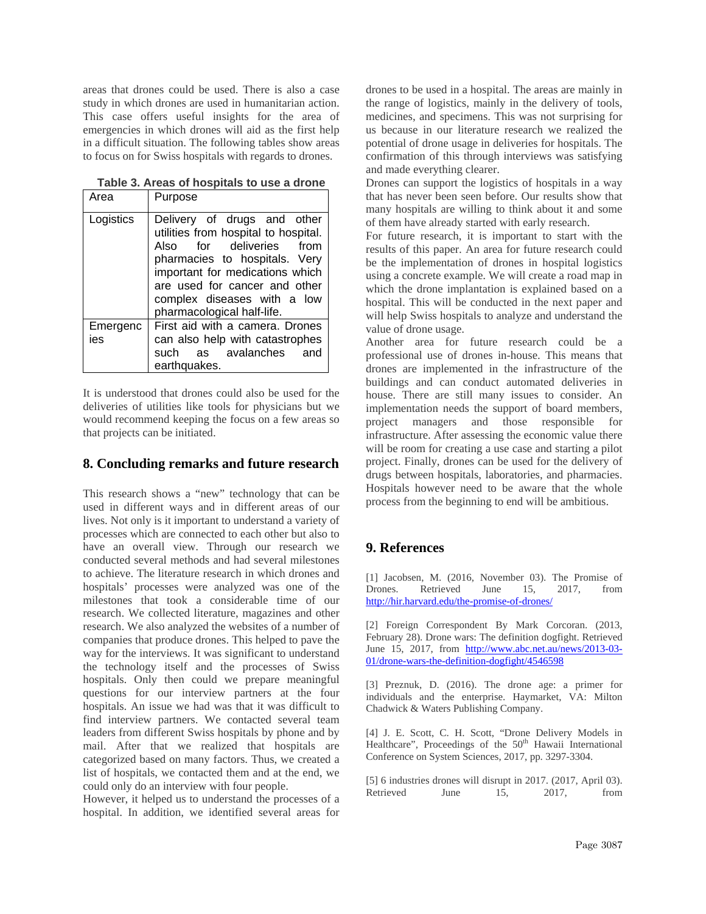areas that drones could be used. There is also a case study in which drones are used in humanitarian action. This case offers useful insights for the area of emergencies in which drones will aid as the first help in a difficult situation. The following tables show areas to focus on for Swiss hospitals with regards to drones.

**Table 3. Areas of hospitals to use a drone**

| Area | Purpose |
|---|---|
| Logistics | Delivery of drugs and other utilities from hospital to hospital. Also for deliveries from pharmacies to hospitals. Very important for medications which are used for cancer and other complex diseases with a low pharmacological half-life. |
| Emergencies | First aid with a camera. Drones can also help with catastrophes such as avalanches and earthquakes. |

It is understood that drones could also be used for the deliveries of utilities like tools for physicians but we would recommend keeping the focus on a few areas so that projects can be initiated.

## 8. Concluding remarks and future research

This research shows a "new" technology that can be used in different ways and in different areas of our lives. Not only is it important to understand a variety of processes which are connected to each other but also to have an overall view. Through our research we conducted several methods and had several milestones to achieve. The literature research in which drones and hospitals' processes were analyzed was one of the milestones that took a considerable time of our research. We collected literature, magazines and other research. We also analyzed the websites of a number of companies that produce drones. This helped to pave the way for the interviews. It was significant to understand the technology itself and the processes of Swiss hospitals. Only then could we prepare meaningful questions for our interview partners at the four hospitals. An issue we had was that it was difficult to find interview partners. We contacted several team leaders from different Swiss hospitals by phone and by mail. After that we realized that hospitals are categorized based on many factors. Thus, we created a list of hospitals, we contacted them and at the end, we could only do an interview with four people.

However, it helped us to understand the processes of a hospital. In addition, we identified several areas for drones to be used in a hospital. The areas are mainly in the range of logistics, mainly in the delivery of tools, medicines, and specimens. This was not surprising for us because in our literature research we realized the potential of drone usage in deliveries for hospitals. The confirmation of this through interviews was satisfying and made everything clearer.

Drones can support the logistics of hospitals in a way that has never been seen before. Our results show that many hospitals are willing to think about it and some of them have already started with early research.

For future research, it is important to start with the results of this paper. An area for future research could be the implementation of drones in hospital logistics using a concrete example. We will create a road map in which the drone implantation is explained based on a hospital. This will be conducted in the next paper and will help Swiss hospitals to analyze and understand the value of drone usage.

Another area for future research could be a professional use of drones in-house. This means that drones are implemented in the infrastructure of the buildings and can conduct automated deliveries in house. There are still many issues to consider. An implementation needs the support of board members, project managers and those responsible for infrastructure. After assessing the economic value there will be room for creating a use case and starting a pilot project. Finally, drones can be used for the delivery of drugs between hospitals, laboratories, and pharmacies. Hospitals however need to be aware that the whole process from the beginning to end will be ambitious.

## 9. References

[1] Jacobsen, M. (2016, November 03). The Promise of Drones. Retrieved June 15, 2017, from http://hir.harvard.edu/the-promise-of-drones/

[2] Foreign Correspondent By Mark Corcoran. (2013, February 28). Drone wars: The definition dogfight. Retrieved June 15, 2017, from http://www.abc.net.au/news/2013-03-01/drone-wars-the-definition-dogfight/4546598

[3] Preznuk, D. (2016). The drone age: a primer for individuals and the enterprise. Haymarket, VA: Milton Chadwick & Waters Publishing Company.

[4] J. E. Scott, C. H. Scott, "Drone Delivery Models in Healthcare", Proceedings of the 50th Hawaii International Conference on System Sciences, 2017, pp. 3297-3304.

[5] 6 industries drones will disrupt in 2017. (2017, April 03). Retrieved June 15, 2017, from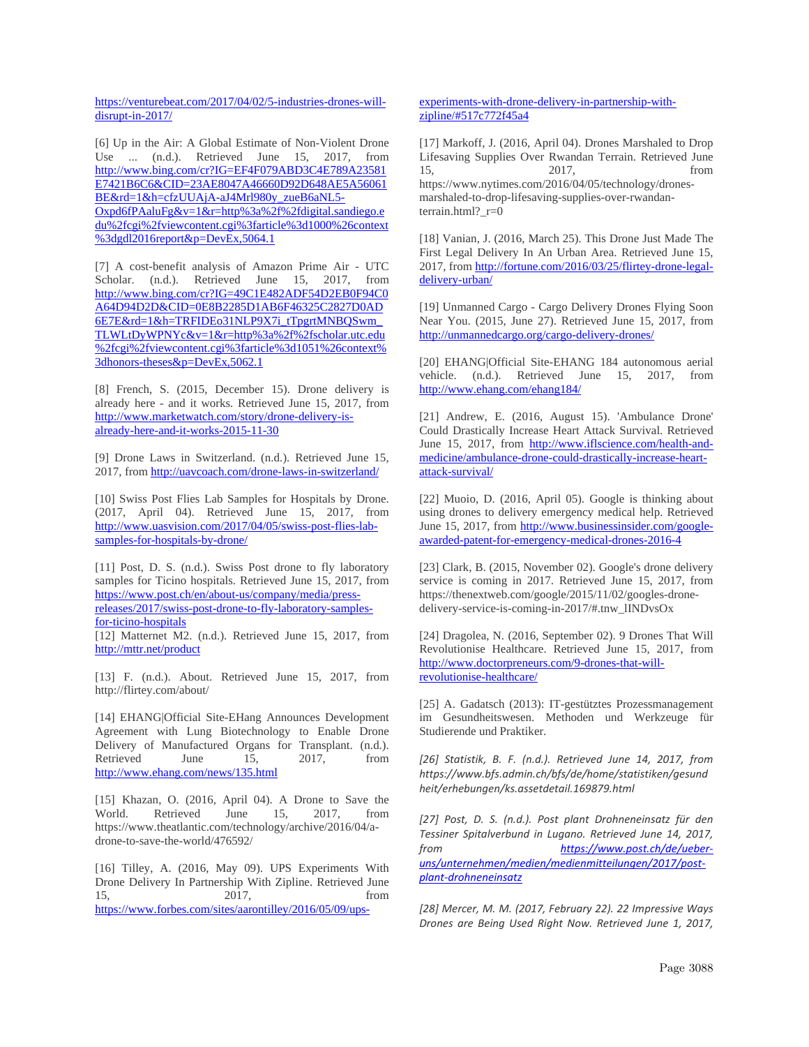https://venturebeat.com/2017/04/02/5-industries-drones-will-disrupt-in-2017/

[6] Up in the Air: A Global Estimate of Non-Violent Drone Use ... (n.d.). Retrieved June 15, 2017, from http://www.bing.com/cr?IG=EF4F079ABD3C4E789A23581E7421B6C6&CID=23AE8047A46660D92D648AE5A56061BE&rd=1&h=cfzUUAjA-aJ4Mrl980y_zueB6aNL5-Oxpd6fPAaluFg&v=1&r=http%3a%2f%2fdigital.sandiego.edu%2fcgi%2fviewcontent.cgi%3farticle%3d1000%26context%3dgdl2016report&p=DevEx,5064.1

[7] A cost-benefit analysis of Amazon Prime Air - UTC Scholar. (n.d.). Retrieved June 15, 2017, from http://www.bing.com/cr?IG=49C1E482ADF54D2EB0F94C0A64D94D2D&CID=0E8B2285D1AB6F46325C2827D0AD6E7E&rd=1&h=TRFIDEo31NLP9X7i_tTpgrtMNBQSwm_TLWLtDyWPNYc&v=1&r=http%3a%2f%2fscholar.utc.edu%2fcgi%2fviewcontent.cgi%3farticle%3d1051%26context%3dhonors-theses&p=DevEx,5062.1

[8] French, S. (2015, December 15). Drone delivery is already here - and it works. Retrieved June 15, 2017, from http://www.marketwatch.com/story/drone-delivery-is-already-here-and-it-works-2015-11-30

[9] Drone Laws in Switzerland. (n.d.). Retrieved June 15, 2017, from http://uavcoach.com/drone-laws-in-switzerland/

[10] Swiss Post Flies Lab Samples for Hospitals by Drone. (2017, April 04). Retrieved June 15, 2017, from http://www.uasvision.com/2017/04/05/swiss-post-flies-lab-samples-for-hospitals-by-drone/

[11] Post, D. S. (n.d.). Swiss Post drone to fly laboratory samples for Ticino hospitals. Retrieved June 15, 2017, from https://www.post.ch/en/about-us/company/media/press-releases/2017/swiss-post-drone-to-fly-laboratory-samples-for-ticino-hospitals

[12] Matternet M2. (n.d.). Retrieved June 15, 2017, from http://mttr.net/product

[13] F. (n.d.). About. Retrieved June 15, 2017, from http://flirtey.com/about/

[14] EHANG|Official Site-EHang Announces Development Agreement with Lung Biotechnology to Enable Drone Delivery of Manufactured Organs for Transplant. (n.d.). Retrieved June 15, 2017, from http://www.ehang.com/news/135.html

[15] Khazan, O. (2016, April 04). A Drone to Save the World. Retrieved June 15, 2017, from https://www.theatlantic.com/technology/archive/2016/04/a-drone-to-save-the-world/476592/

[16] Tilley, A. (2016, May 09). UPS Experiments With Drone Delivery In Partnership With Zipline. Retrieved June 15, 2017, from https://www.forbes.com/sites/aarontilley/2016/05/09/ups-experiments-with-drone-delivery-in-partnership-with-zipline/#517c772f45a4

[17] Markoff, J. (2016, April 04). Drones Marshaled to Drop Lifesaving Supplies Over Rwandan Terrain. Retrieved June 15, 2017, from https://www.nytimes.com/2016/04/05/technology/drones-marshaled-to-drop-lifesaving-supplies-over-rwandan-terrain.html?_r=0

[18] Vanian, J. (2016, March 25). This Drone Just Made The First Legal Delivery In An Urban Area. Retrieved June 15, 2017, from http://fortune.com/2016/03/25/flirtey-drone-legal-delivery-urban/

[19] Unmanned Cargo - Cargo Delivery Drones Flying Soon Near You. (2015, June 27). Retrieved June 15, 2017, from http://unmannedcargo.org/cargo-delivery-drones/

[20] EHANG|Official Site-EHANG 184 autonomous aerial vehicle. (n.d.). Retrieved June 15, 2017, from http://www.ehang.com/ehang184/

[21] Andrew, E. (2016, August 15). 'Ambulance Drone' Could Drastically Increase Heart Attack Survival. Retrieved June 15, 2017, from http://www.iflscience.com/health-and-medicine/ambulance-drone-could-drastically-increase-heart-attack-survival/

[22] Muoio, D. (2016, April 05). Google is thinking about using drones to delivery emergency medical help. Retrieved June 15, 2017, from http://www.businessinsider.com/google-awarded-patent-for-emergency-medical-drones-2016-4

[23] Clark, B. (2015, November 02). Google's drone delivery service is coming in 2017. Retrieved June 15, 2017, from https://thenextweb.com/google/2015/11/02/googles-drone-delivery-service-is-coming-in-2017/#.tnw_lINDvsOx

[24] Dragolea, N. (2016, September 02). 9 Drones That Will Revolutionise Healthcare. Retrieved June 15, 2017, from http://www.doctorpreneurs.com/9-drones-that-will-revolutionise-healthcare/

[25] A. Gadatsch (2013): IT-gestütztes Prozessmanagement im Gesundheitswesen. Methoden und Werkzeuge für Studierende und Praktiker.

*[26] Statistik, B. F. (n.d.). Retrieved June 14, 2017, from https://www.bfs.admin.ch/bfs/de/home/statistiken/gesundheit/erhebungen/ks.assetdetail.169879.html*

*[27] Post, D. S. (n.d.). Post plant Drohneneinsatz für den Tessiner Spitalverbund in Lugano. Retrieved June 14, 2017, from https://www.post.ch/de/ueber-uns/unternehmen/medien/medienmitteilungen/2017/post-plant-drohneneinsatz*

*[28] Mercer, M. M. (2017, February 22). 22 Impressive Ways Drones are Being Used Right Now. Retrieved June 1, 2017,*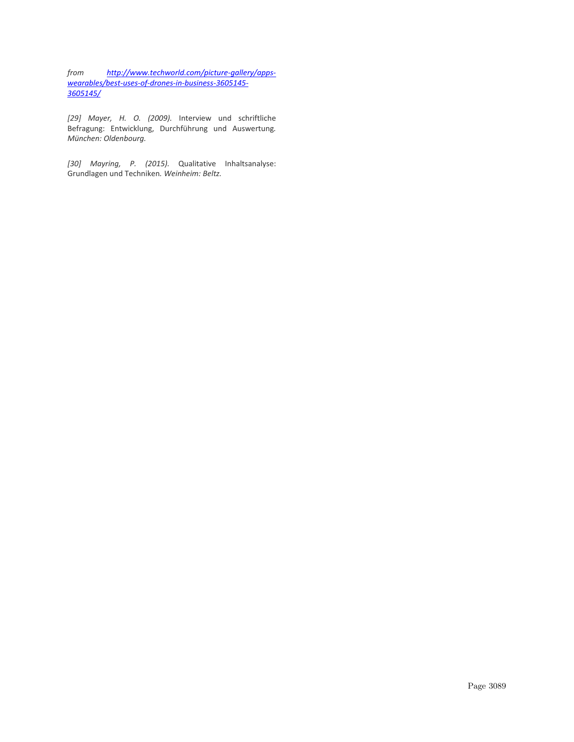*from* *http://www.techworld.com/picture-gallery/apps-wearables/best-uses-of-drones-in-business-3605145-3605145/*

*[29] Mayer, H. O. (2009).* Interview und schriftliche Befragung: Entwicklung, Durchführung und Auswertung*. München: Oldenbourg.*

*[30] Mayring, P. (2015).* Qualitative Inhaltsanalyse: Grundlagen und Techniken*. Weinheim: Beltz.*